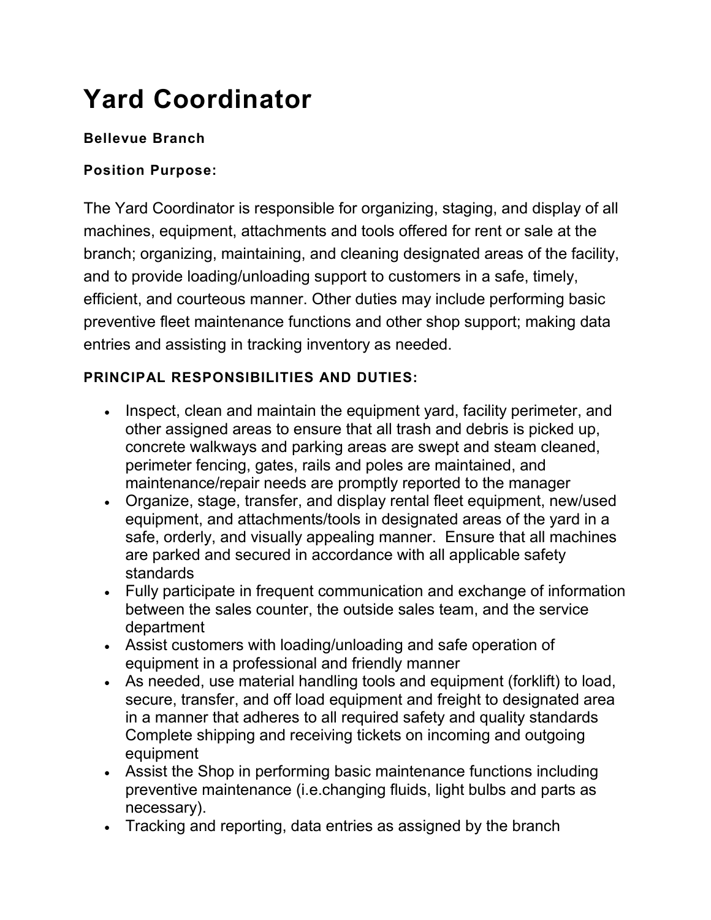# Yard Coordinator

**Bellevue Branch**

**Position Purpose:**

The Yard Coordinator is responsible for organizing, staging, and display of all machines, equipment, attachments and tools offered for rent or sale at the branch; organizing, maintaining, and cleaning designated areas of the facility, and to provide loading/unloading support to customers in a safe, timely, efficient, and courteous manner. Other duties may include performing basic preventive fleet maintenance functions and other shop support; making data entries and assisting in tracking inventory as needed.

**PRINCIPAL RESPONSIBILITIES AND DUTIES:**

- Inspect, clean and maintain the equipment yard, facility perimeter, and other assigned areas to ensure that all trash and debris is picked up, concrete walkways and parking areas are swept and steam cleaned, perimeter fencing, gates, rails and poles are maintained, and maintenance/repair needs are promptly reported to the manager
- Organize, stage, transfer, and display rental fleet equipment, new/used equipment, and attachments/tools in designated areas of the yard in a safe, orderly, and visually appealing manner. Ensure that all machines are parked and secured in accordance with all applicable safety standards
- Fully participate in frequent communication and exchange of information between the sales counter, the outside sales team, and the service department
- Assist customers with loading/unloading and safe operation of equipment in a professional and friendly manner
- As needed, use material handling tools and equipment (forklift) to load, secure, transfer, and off load equipment and freight to designated area in a manner that adheres to all required safety and quality standards Complete shipping and receiving tickets on incoming and outgoing equipment
- Assist the Shop in performing basic maintenance functions including preventive maintenance (i.e.changing fluids, light bulbs and parts as necessary).
- Tracking and reporting, data entries as assigned by the branch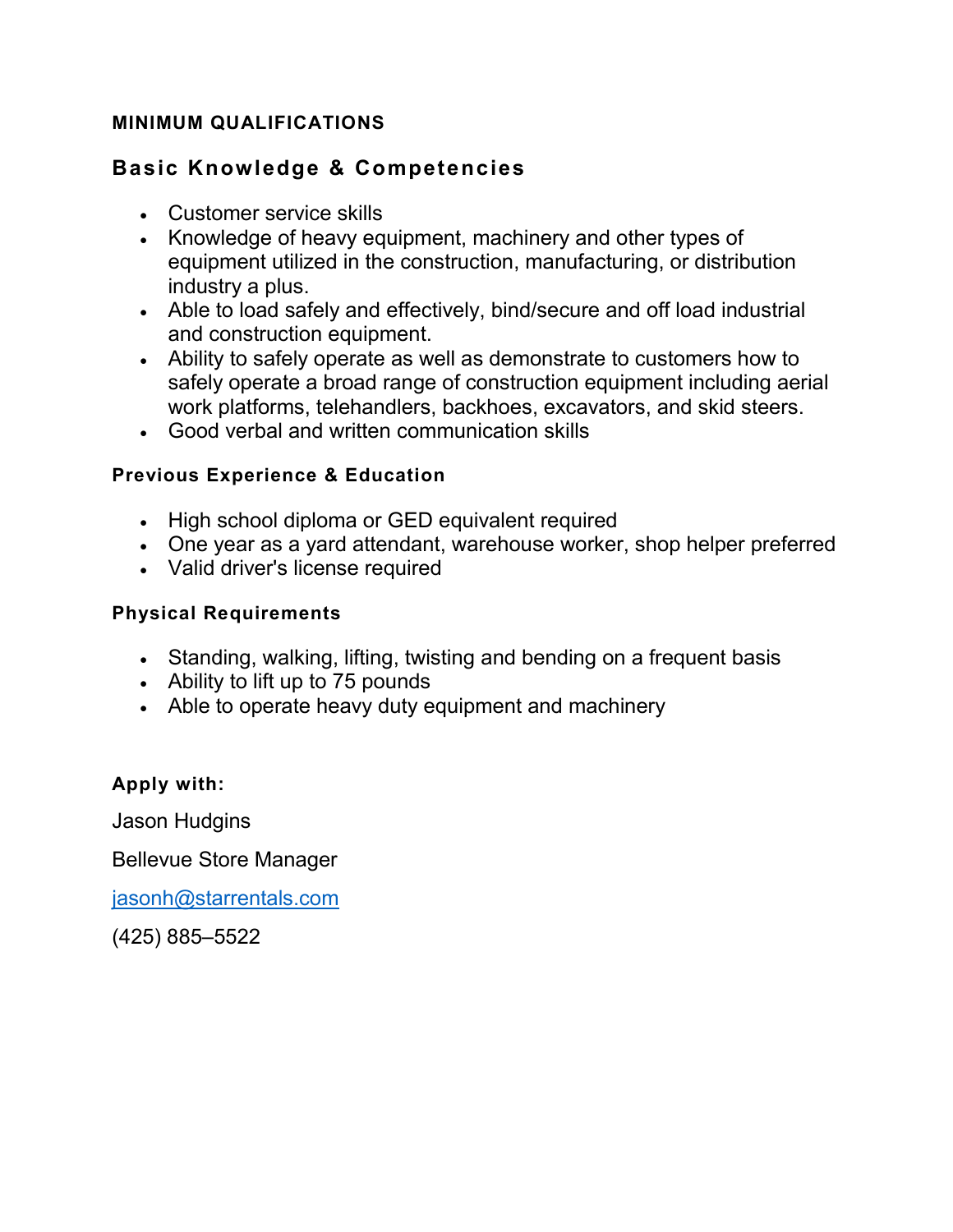**MINIMUM QUALIFICATIONS**

## Basic Knowledge & Competencies

- Customer service skills
- Knowledge of heavy equipment, machinery and other types of equipment utilized in the construction, manufacturing, or distribution industry a plus.
- Able to load safely and effectively, bind/secure and off load industrial and construction equipment.
- Ability to safely operate as well as demonstrate to customers how to safely operate a broad range of construction equipment including aerial work platforms, telehandlers, backhoes, excavators, and skid steers.
- Good verbal and written communication skills

### Previous Experience & Education

- High school diploma or GED equivalent required
- One year as a yard attendant, warehouse worker, shop helper preferred
- Valid driver's license required

### Physical Requirements

- Standing, walking, lifting, twisting and bending on a frequent basis
- Ability to lift up to 75 pounds
- Able to operate heavy duty equipment and machinery

**Apply with:**

Jason Hudgins

Bellevue Store Manager

jasonh@starrentals.com

(425) 885–5522